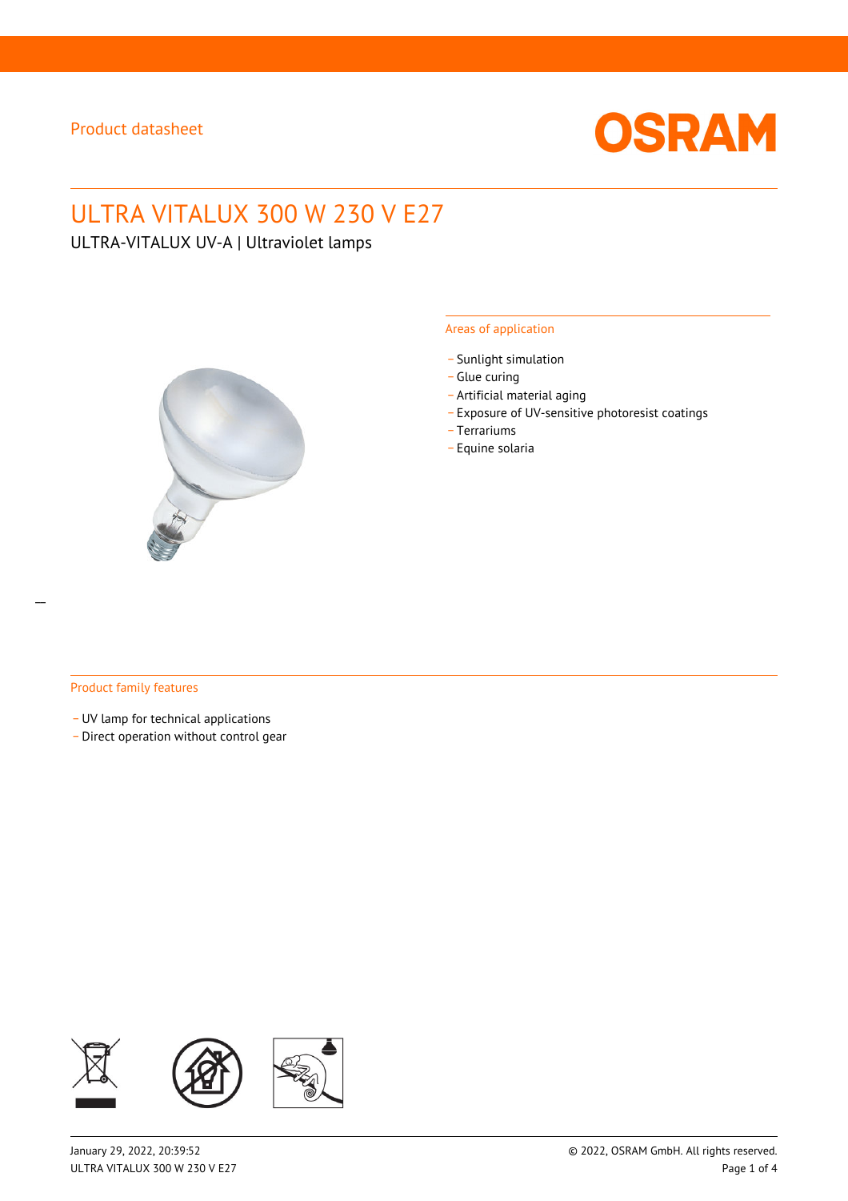Product datasheet

# ULTRA VITALUX 300 W 230 V E27

ULTRA-VITALUX UV-A | Ultraviolet lamps

## Areas of application

- Sunlight simulation
- Glue curing
- Artificial material aging
- Exposure of UV-sensitive photoresist coatings
- Terrariums
- Equine solaria

## Product family features

- UV lamp for technical applications
- Direct operation without control gear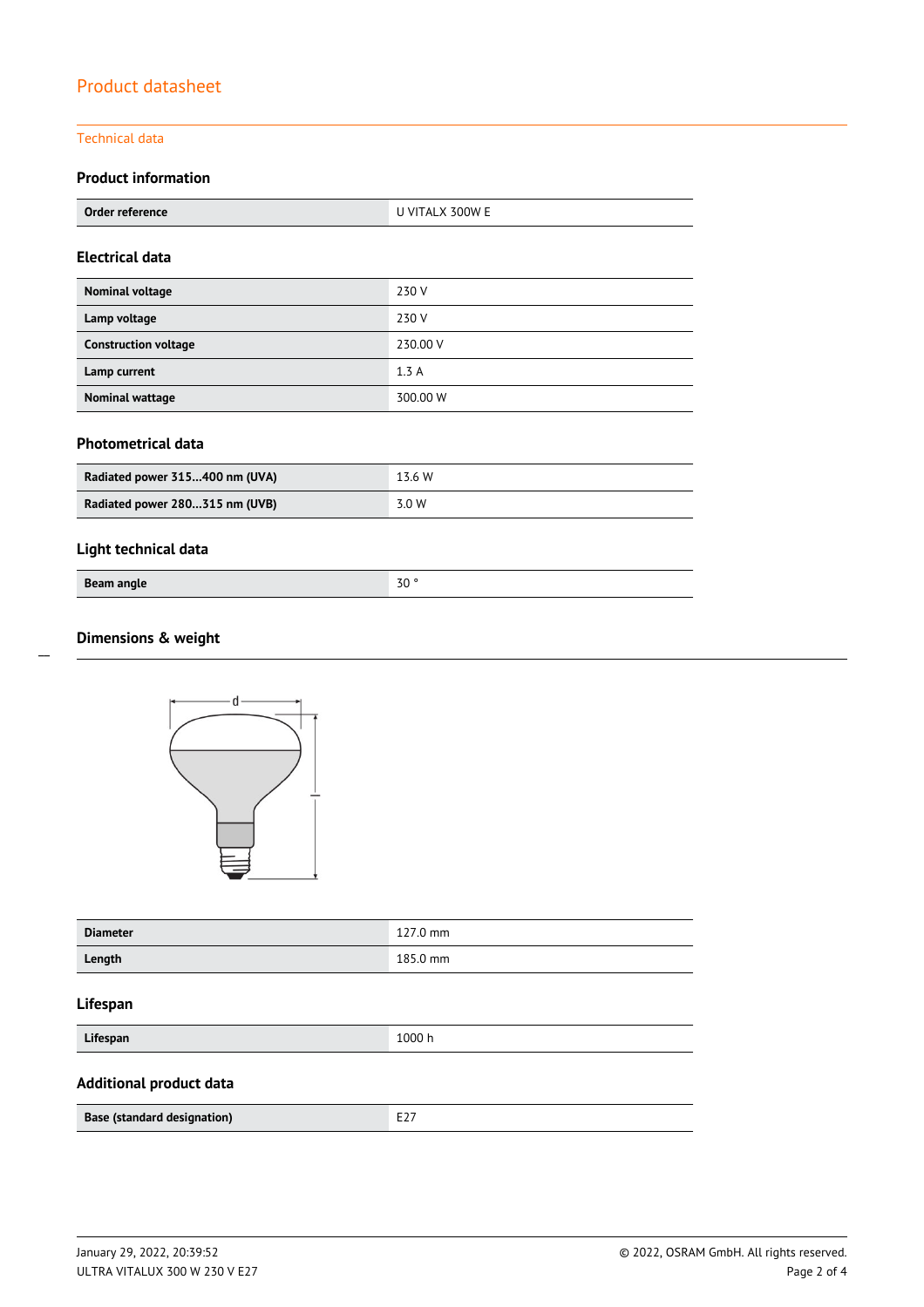# Product datasheet

## Technical data

### Product information

| | |
|---|---|
| **Order reference** | U VITALX 300W E |

### Electrical data

| | |
|---|---|
| **Nominal voltage** | 230 V |
| **Lamp voltage** | 230 V |
| **Construction voltage** | 230.00 V |
| **Lamp current** | 1.3 A |
| **Nominal wattage** | 300.00 W |

### Photometrical data

| | |
|---|---|
| **Radiated power 315…400 nm (UVA)** | 13.6 W |
| **Radiated power 280…315 nm (UVB)** | 3.0 W |

### Light technical data

| | |
|---|---|
| **Beam angle** | 30 ° |

### Dimensions & weight

| | |
|---|---|
| **Diameter** | 127.0 mm |
| **Length** | 185.0 mm |

### Lifespan

| | |
|---|---|
| **Lifespan** | 1000 h |

### Additional product data

| | |
|---|---|
| **Base (standard designation)** | E27 |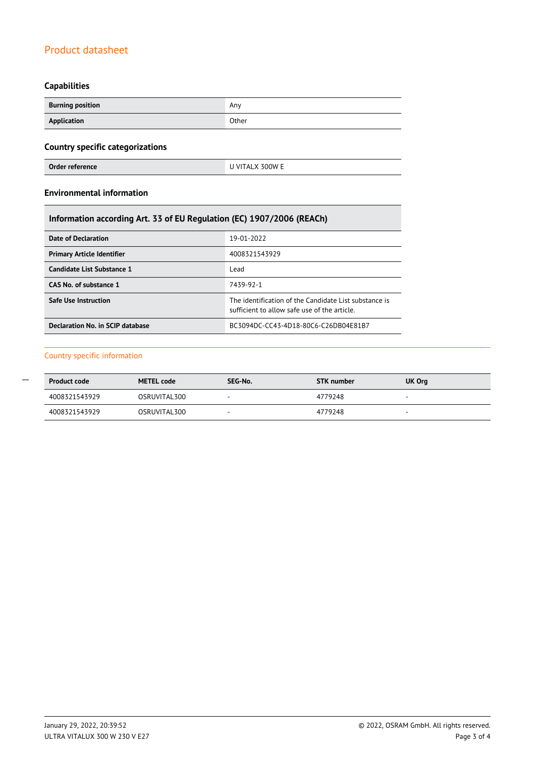## Product datasheet

### Capabilities

| | |
|---|---|
| **Burning position** | Any |
| **Application** | Other |

### Country specific categorizations

| | |
|---|---|
| **Order reference** | U VITALX 300W E |

### Environmental information

| **Information according Art. 33 of EU Regulation (EC) 1907/2006 (REACh)** | |
|---|---|
| **Date of Declaration** | 19-01-2022 |
| **Primary Article Identifier** | 4008321543929 |
| **Candidate List Substance 1** | Lead |
| **CAS No. of substance 1** | 7439-92-1 |
| **Safe Use Instruction** | The identification of the Candidate List substance is sufficient to allow safe use of the article. |
| **Declaration No. in SCIP database** | BC3094DC-CC43-4D18-80C6-C26DB04E81B7 |

## Country specific information

| Product code | METEL code | SEG-No. | STK number | UK Org |
|---|---|---|---|---|
| 4008321543929 | OSRUVITAL300 | - | 4779248 | - |
| 4008321543929 | OSRUVITAL300 | - | 4779248 | - |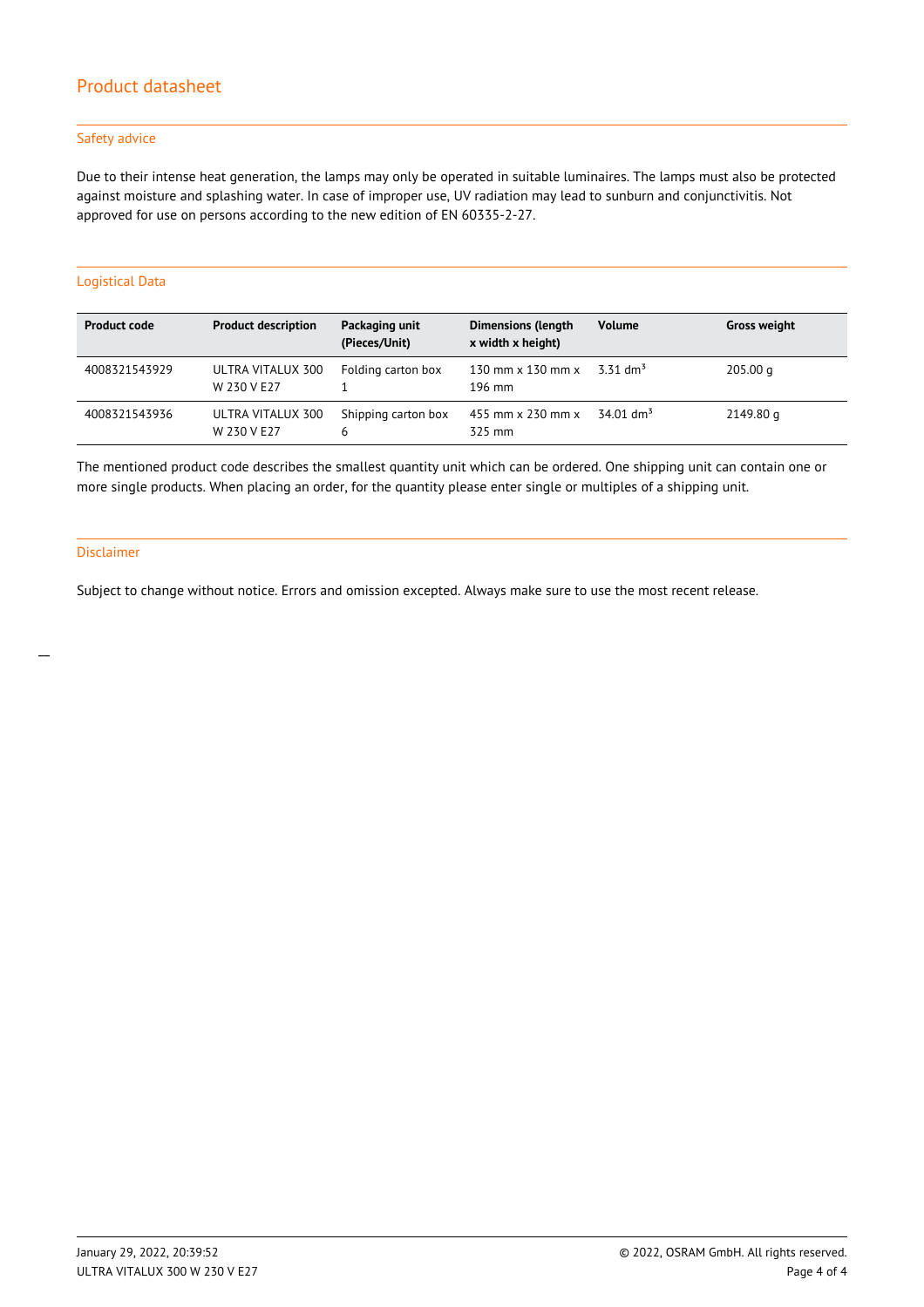## Safety advice

Due to their intense heat generation, the lamps may only be operated in suitable luminaires. The lamps must also be protected against moisture and splashing water. In case of improper use, UV radiation may lead to sunburn and conjunctivitis. Not approved for use on persons according to the new edition of EN 60335-2-27.

## Logistical Data

| Product code | Product description | Packaging unit (Pieces/Unit) | Dimensions (length x width x height) | Volume | Gross weight |
|---|---|---|---|---|---|
| 4008321543929 | ULTRA VITALUX 300 W 230 V E27 | Folding carton box 1 | 130 mm x 130 mm x 196 mm | 3.31 $dm^3$ | 205.00 g |
| 4008321543936 | ULTRA VITALUX 300 W 230 V E27 | Shipping carton box 6 | 455 mm x 230 mm x 325 mm | 34.01 $dm^3$ | 2149.80 g |

The mentioned product code describes the smallest quantity unit which can be ordered. One shipping unit can contain one or more single products. When placing an order, for the quantity please enter single or multiples of a shipping unit.

## Disclaimer

Subject to change without notice. Errors and omission excepted. Always make sure to use the most recent release.